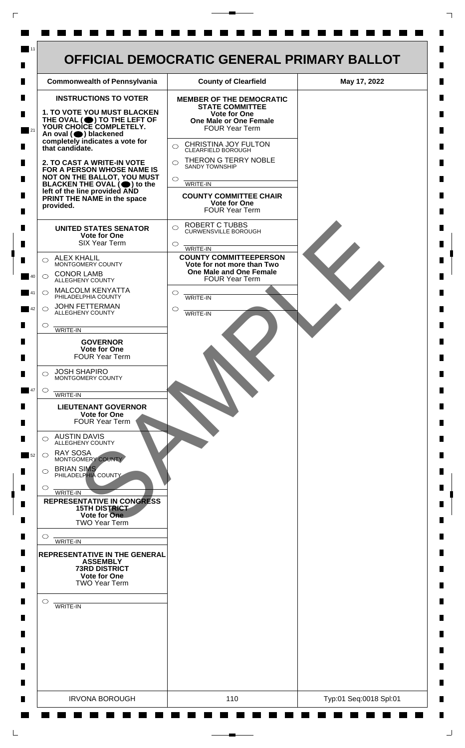# OFFICIAL DEMOCRATIC GENERAL PRIMARY BALLOT

| Commonwealth of Pennsylvania | County of Clearfield | May 17, 2022 |
|---|---|---|

## INSTRUCTIONS TO VOTER

**1. TO VOTE YOU MUST BLACKEN THE OVAL (⬤) TO THE LEFT OF YOUR CHOICE COMPLETELY.** An oval (⬤) blackened completely indicates a vote for that candidate.

**2. TO CAST A WRITE-IN VOTE FOR A PERSON WHOSE NAME IS NOT ON THE BALLOT, YOU MUST BLACKEN THE OVAL (⬤) to the left of the line provided AND PRINT THE NAME in the space provided.**

### UNITED STATES SENATOR
**Vote for One**
SIX Year Term

- ○ ALEX KHALIL — MONTGOMERY COUNTY
- ○ CONOR LAMB — ALLEGHENY COUNTY
- ○ MALCOLM KENYATTA — PHILADELPHIA COUNTY
- ○ JOHN FETTERMAN — ALLEGHENY COUNTY
- ○ ________ WRITE-IN

### GOVERNOR
**Vote for One**
FOUR Year Term

- ○ JOSH SHAPIRO — MONTGOMERY COUNTY
- ○ ________ WRITE-IN

### LIEUTENANT GOVERNOR
**Vote for One**
FOUR Year Term

- ○ AUSTIN DAVIS — ALLEGHENY COUNTY
- ○ RAY SOSA — MONTGOMERY COUNTY
- ○ BRIAN SIMS — PHILADELPHIA COUNTY
- ○ ________ WRITE-IN

### REPRESENTATIVE IN CONGRESS
**15TH DISTRICT**
**Vote for One**
TWO Year Term

- ○ ________ WRITE-IN

### REPRESENTATIVE IN THE GENERAL ASSEMBLY
**73RD DISTRICT**
**Vote for One**
TWO Year Term

- ○ ________ WRITE-IN

### MEMBER OF THE DEMOCRATIC STATE COMMITTEE
**Vote for One**
**One Male or One Female**
FOUR Year Term

- ○ CHRISTINA JOY FULTON — CLEARFIELD BOROUGH
- ○ THERON G TERRY NOBLE — SANDY TOWNSHIP
- ○ ________ WRITE-IN

### COUNTY COMMITTEE CHAIR
**Vote for One**
FOUR Year Term

- ○ ROBERT C TUBBS — CURWENSVILLE BOROUGH
- ○ ________ WRITE-IN

### COUNTY COMMITTEEPERSON
**Vote for not more than Two**
**One Male and One Female**
FOUR Year Term

- ○ ________ WRITE-IN
- ○ ________ WRITE-IN

SAMPLE

| IRVONA BOROUGH | 110 | Typ:01 Seq:0018 Spl:01 |
|---|---|---|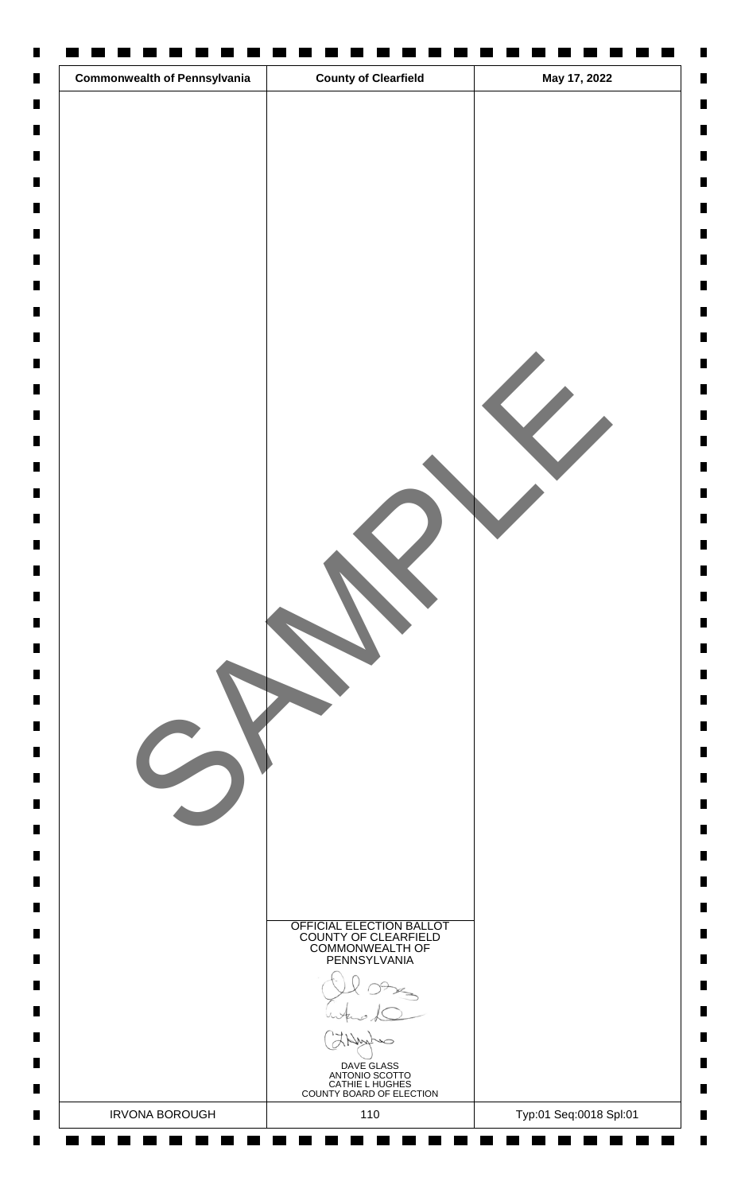| Commonwealth of Pennsylvania | County of Clearfield | May 17, 2022 |
|---|---|---|

SAMPLE

OFFICIAL ELECTION BALLOT
COUNTY OF CLEARFIELD
COMMONWEALTH OF PENNSYLVANIA

DAVE GLASS
ANTONIO SCOTTO
CATHIE L HUGHES
COUNTY BOARD OF ELECTION

| IRVONA BOROUGH | 110 | Typ:01 Seq:0018 Spl:01 |
|---|---|---|